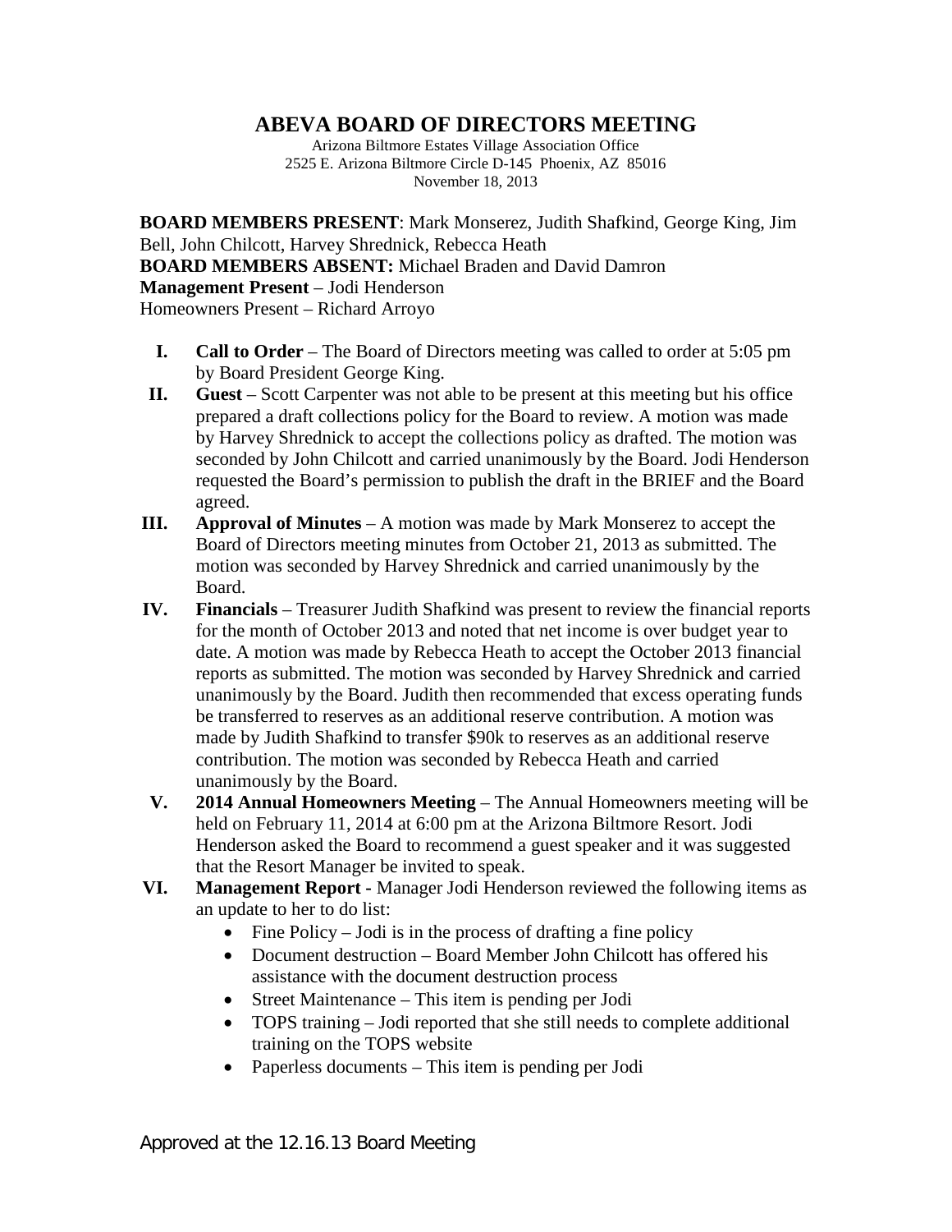# ABEVA BOARD OF DIRECTORS MEETING

Arizona Biltmore Estates Village Association Office
2525 E. Arizona Biltmore Circle D-145 Phoenix, AZ 85016
November 18, 2013

**BOARD MEMBERS PRESENT**: Mark Monserez, Judith Shafkind, George King, Jim Bell, John Chilcott, Harvey Shrednick, Rebecca Heath
**BOARD MEMBERS ABSENT:** Michael Braden and David Damron
**Management Present** – Jodi Henderson
Homeowners Present – Richard Arroyo

I. **Call to Order** – The Board of Directors meeting was called to order at 5:05 pm by Board President George King.

II. **Guest** – Scott Carpenter was not able to be present at this meeting but his office prepared a draft collections policy for the Board to review. A motion was made by Harvey Shrednick to accept the collections policy as drafted. The motion was seconded by John Chilcott and carried unanimously by the Board. Jodi Henderson requested the Board's permission to publish the draft in the BRIEF and the Board agreed.

III. **Approval of Minutes** – A motion was made by Mark Monserez to accept the Board of Directors meeting minutes from October 21, 2013 as submitted. The motion was seconded by Harvey Shrednick and carried unanimously by the Board.

IV. **Financials** – Treasurer Judith Shafkind was present to review the financial reports for the month of October 2013 and noted that net income is over budget year to date. A motion was made by Rebecca Heath to accept the October 2013 financial reports as submitted. The motion was seconded by Harvey Shrednick and carried unanimously by the Board. Judith then recommended that excess operating funds be transferred to reserves as an additional reserve contribution. A motion was made by Judith Shafkind to transfer $90k to reserves as an additional reserve contribution. The motion was seconded by Rebecca Heath and carried unanimously by the Board.

V. **2014 Annual Homeowners Meeting** – The Annual Homeowners meeting will be held on February 11, 2014 at 6:00 pm at the Arizona Biltmore Resort. Jodi Henderson asked the Board to recommend a guest speaker and it was suggested that the Resort Manager be invited to speak.

VI. **Management Report -** Manager Jodi Henderson reviewed the following items as an update to her to do list:
   - Fine Policy – Jodi is in the process of drafting a fine policy
   - Document destruction – Board Member John Chilcott has offered his assistance with the document destruction process
   - Street Maintenance – This item is pending per Jodi
   - TOPS training – Jodi reported that she still needs to complete additional training on the TOPS website
   - Paperless documents – This item is pending per Jodi

Approved at the 12.16.13 Board Meeting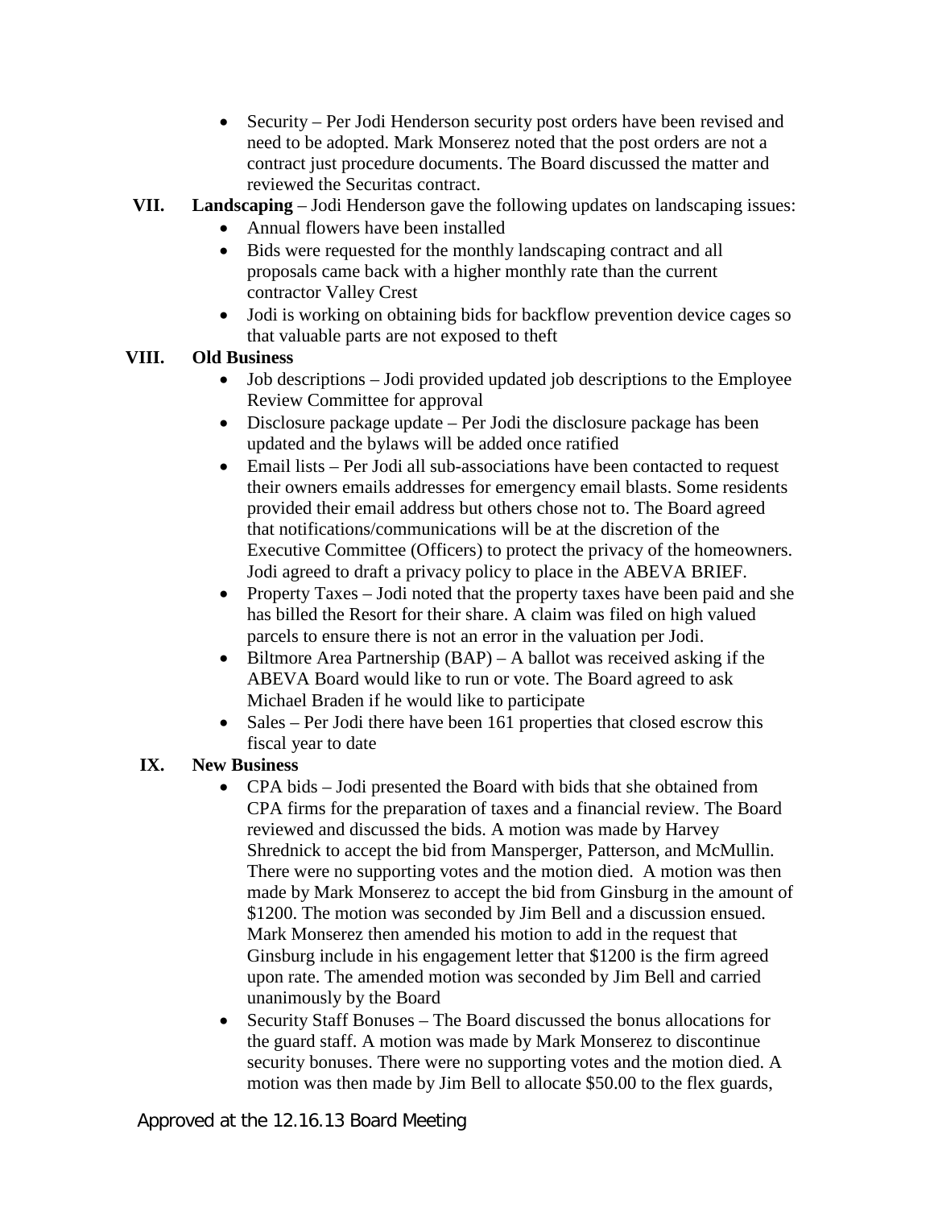- Security – Per Jodi Henderson security post orders have been revised and need to be adopted. Mark Monserez noted that the post orders are not a contract just procedure documents. The Board discussed the matter and reviewed the Securitas contract.

**VII. Landscaping** – Jodi Henderson gave the following updates on landscaping issues:

- Annual flowers have been installed
- Bids were requested for the monthly landscaping contract and all proposals came back with a higher monthly rate than the current contractor Valley Crest
- Jodi is working on obtaining bids for backflow prevention device cages so that valuable parts are not exposed to theft

**VIII. Old Business**

- Job descriptions – Jodi provided updated job descriptions to the Employee Review Committee for approval
- Disclosure package update – Per Jodi the disclosure package has been updated and the bylaws will be added once ratified
- Email lists – Per Jodi all sub-associations have been contacted to request their owners emails addresses for emergency email blasts. Some residents provided their email address but others chose not to. The Board agreed that notifications/communications will be at the discretion of the Executive Committee (Officers) to protect the privacy of the homeowners. Jodi agreed to draft a privacy policy to place in the ABEVA BRIEF.
- Property Taxes – Jodi noted that the property taxes have been paid and she has billed the Resort for their share. A claim was filed on high valued parcels to ensure there is not an error in the valuation per Jodi.
- Biltmore Area Partnership (BAP) – A ballot was received asking if the ABEVA Board would like to run or vote. The Board agreed to ask Michael Braden if he would like to participate
- Sales – Per Jodi there have been 161 properties that closed escrow this fiscal year to date

**IX. New Business**

- CPA bids – Jodi presented the Board with bids that she obtained from CPA firms for the preparation of taxes and a financial review. The Board reviewed and discussed the bids. A motion was made by Harvey Shrednick to accept the bid from Mansperger, Patterson, and McMullin. There were no supporting votes and the motion died. A motion was then made by Mark Monserez to accept the bid from Ginsburg in the amount of $1200. The motion was seconded by Jim Bell and a discussion ensued. Mark Monserez then amended his motion to add in the request that Ginsburg include in his engagement letter that $1200 is the firm agreed upon rate. The amended motion was seconded by Jim Bell and carried unanimously by the Board
- Security Staff Bonuses – The Board discussed the bonus allocations for the guard staff. A motion was made by Mark Monserez to discontinue security bonuses. There were no supporting votes and the motion died. A motion was then made by Jim Bell to allocate $50.00 to the flex guards,

Approved at the 12.16.13 Board Meeting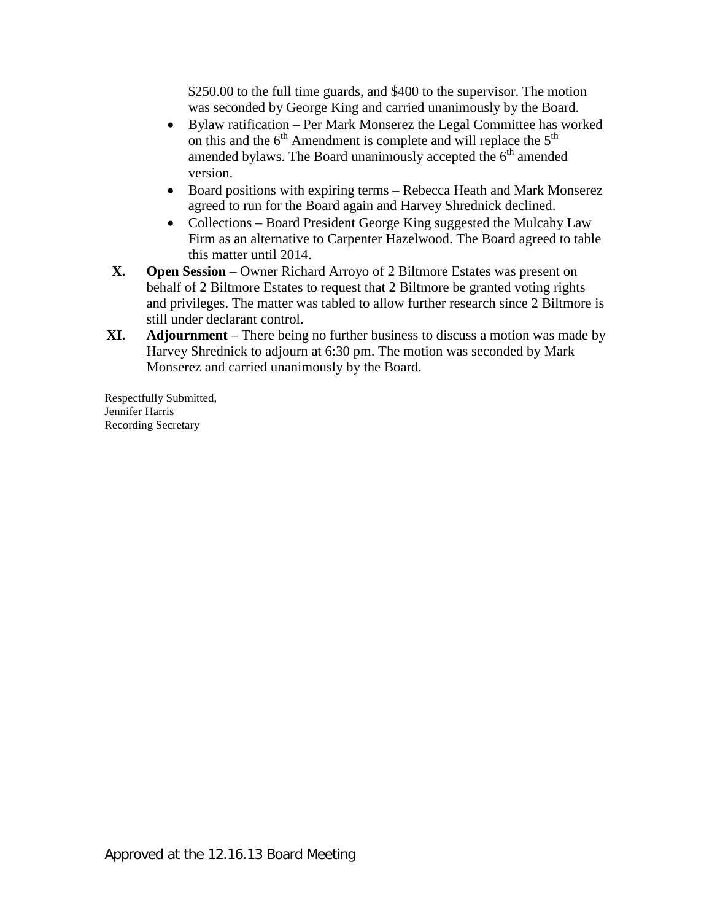$250.00 to the full time guards, and $400 to the supervisor. The motion was seconded by George King and carried unanimously by the Board.

- Bylaw ratification – Per Mark Monserez the Legal Committee has worked on this and the 6th Amendment is complete and will replace the 5th amended bylaws. The Board unanimously accepted the 6th amended version.
- Board positions with expiring terms – Rebecca Heath and Mark Monserez agreed to run for the Board again and Harvey Shrednick declined.
- Collections – Board President George King suggested the Mulcahy Law Firm as an alternative to Carpenter Hazelwood. The Board agreed to table this matter until 2014.

**X. Open Session** – Owner Richard Arroyo of 2 Biltmore Estates was present on behalf of 2 Biltmore Estates to request that 2 Biltmore be granted voting rights and privileges. The matter was tabled to allow further research since 2 Biltmore is still under declarant control.

**XI. Adjournment** – There being no further business to discuss a motion was made by Harvey Shrednick to adjourn at 6:30 pm. The motion was seconded by Mark Monserez and carried unanimously by the Board.

Respectfully Submitted,
Jennifer Harris
Recording Secretary

Approved at the 12.16.13 Board Meeting